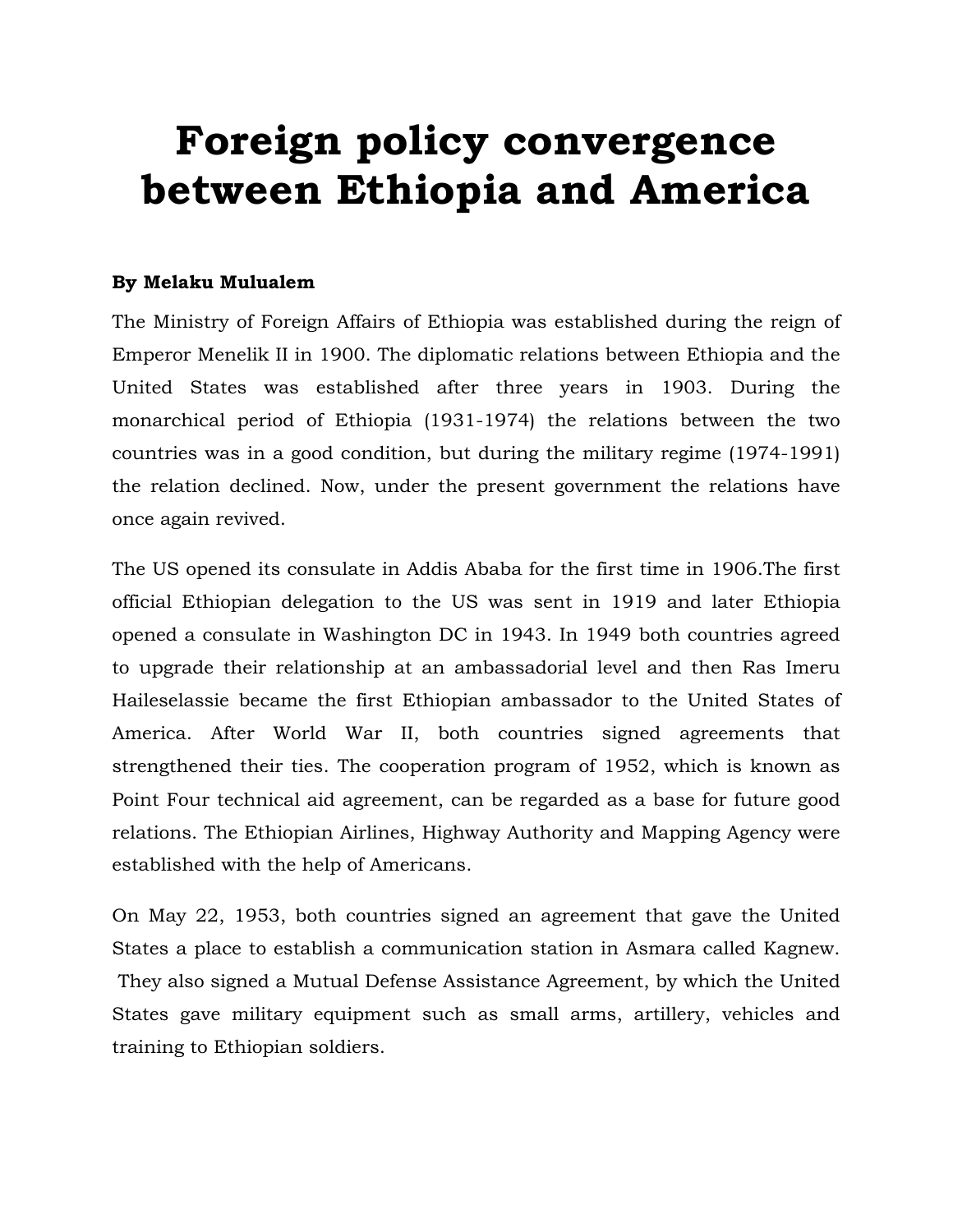# Foreign policy convergence between Ethiopia and America

**By Melaku Mulualem**

The Ministry of Foreign Affairs of Ethiopia was established during the reign of Emperor Menelik II in 1900. The diplomatic relations between Ethiopia and the United States was established after three years in 1903. During the monarchical period of Ethiopia (1931-1974) the relations between the two countries was in a good condition, but during the military regime (1974-1991) the relation declined. Now, under the present government the relations have once again revived.

The US opened its consulate in Addis Ababa for the first time in 1906.The first official Ethiopian delegation to the US was sent in 1919 and later Ethiopia opened a consulate in Washington DC in 1943. In 1949 both countries agreed to upgrade their relationship at an ambassadorial level and then Ras Imeru Haileselassie became the first Ethiopian ambassador to the United States of America. After World War II, both countries signed agreements that strengthened their ties. The cooperation program of 1952, which is known as Point Four technical aid agreement, can be regarded as a base for future good relations. The Ethiopian Airlines, Highway Authority and Mapping Agency were established with the help of Americans.

On May 22, 1953, both countries signed an agreement that gave the United States a place to establish a communication station in Asmara called Kagnew. They also signed a Mutual Defense Assistance Agreement, by which the United States gave military equipment such as small arms, artillery, vehicles and training to Ethiopian soldiers.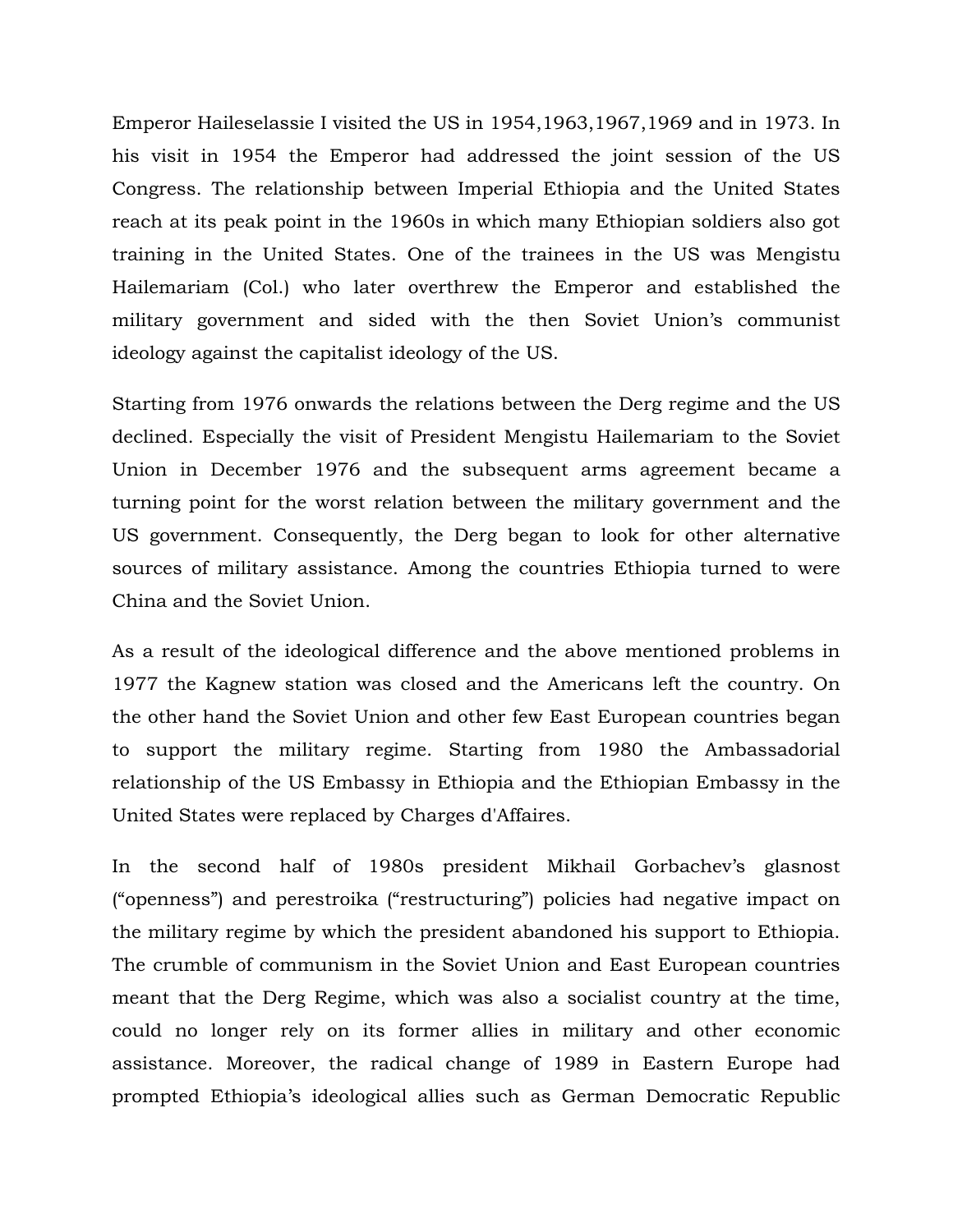Emperor Haileselassie I visited the US in 1954,1963,1967,1969 and in 1973. In his visit in 1954 the Emperor had addressed the joint session of the US Congress. The relationship between Imperial Ethiopia and the United States reach at its peak point in the 1960s in which many Ethiopian soldiers also got training in the United States. One of the trainees in the US was Mengistu Hailemariam (Col.) who later overthrew the Emperor and established the military government and sided with the then Soviet Union's communist ideology against the capitalist ideology of the US.

Starting from 1976 onwards the relations between the Derg regime and the US declined. Especially the visit of President Mengistu Hailemariam to the Soviet Union in December 1976 and the subsequent arms agreement became a turning point for the worst relation between the military government and the US government. Consequently, the Derg began to look for other alternative sources of military assistance. Among the countries Ethiopia turned to were China and the Soviet Union.

As a result of the ideological difference and the above mentioned problems in 1977 the Kagnew station was closed and the Americans left the country. On the other hand the Soviet Union and other few East European countries began to support the military regime. Starting from 1980 the Ambassadorial relationship of the US Embassy in Ethiopia and the Ethiopian Embassy in the United States were replaced by Charges d'Affaires.

In the second half of 1980s president Mikhail Gorbachev's glasnost ("openness") and perestroika ("restructuring") policies had negative impact on the military regime by which the president abandoned his support to Ethiopia. The crumble of communism in the Soviet Union and East European countries meant that the Derg Regime, which was also a socialist country at the time, could no longer rely on its former allies in military and other economic assistance. Moreover, the radical change of 1989 in Eastern Europe had prompted Ethiopia's ideological allies such as German Democratic Republic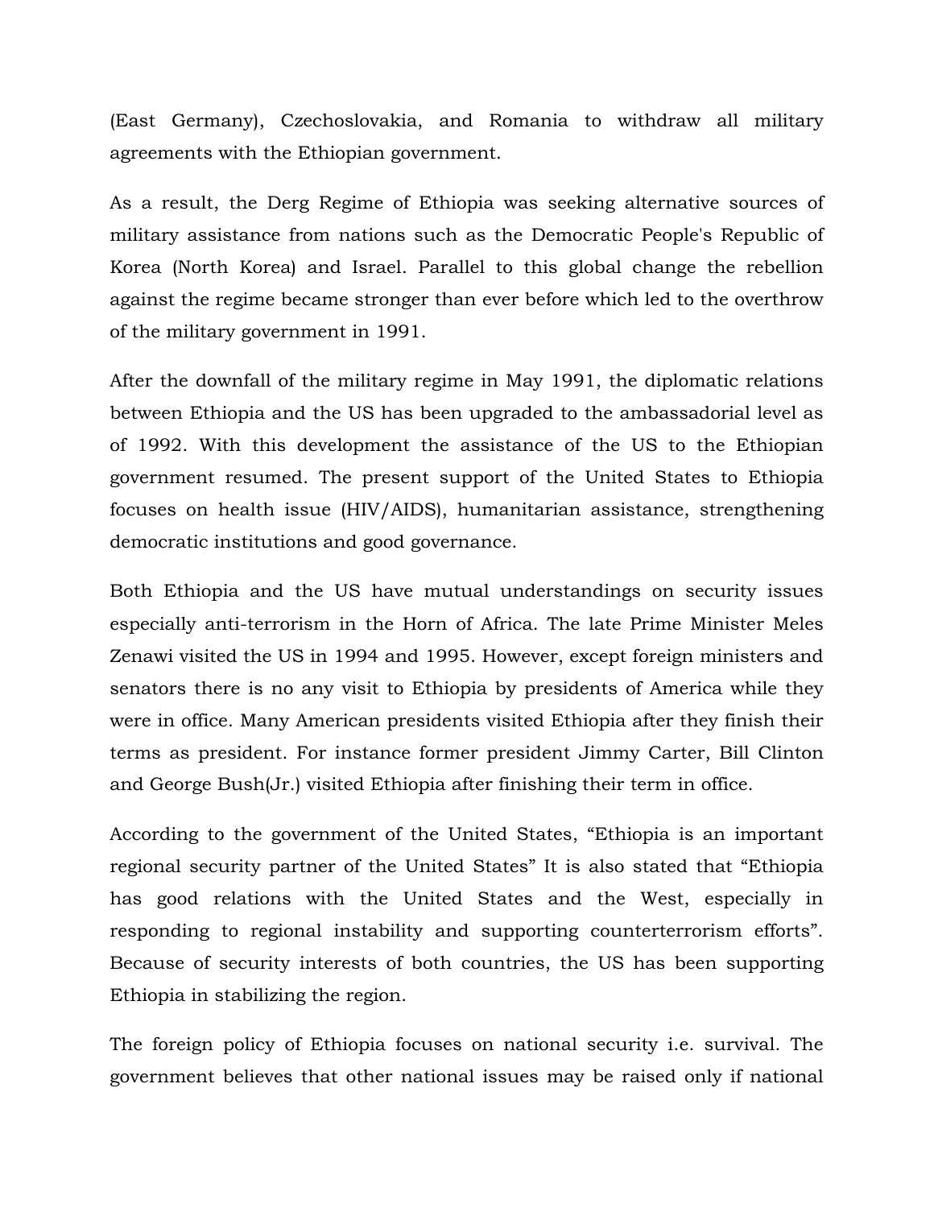(East Germany), Czechoslovakia, and Romania to withdraw all military agreements with the Ethiopian government.

As a result, the Derg Regime of Ethiopia was seeking alternative sources of military assistance from nations such as the Democratic People's Republic of Korea (North Korea) and Israel. Parallel to this global change the rebellion against the regime became stronger than ever before which led to the overthrow of the military government in 1991.

After the downfall of the military regime in May 1991, the diplomatic relations between Ethiopia and the US has been upgraded to the ambassadorial level as of 1992. With this development the assistance of the US to the Ethiopian government resumed. The present support of the United States to Ethiopia focuses on health issue (HIV/AIDS), humanitarian assistance, strengthening democratic institutions and good governance.

Both Ethiopia and the US have mutual understandings on security issues especially anti-terrorism in the Horn of Africa. The late Prime Minister Meles Zenawi visited the US in 1994 and 1995. However, except foreign ministers and senators there is no any visit to Ethiopia by presidents of America while they were in office. Many American presidents visited Ethiopia after they finish their terms as president. For instance former president Jimmy Carter, Bill Clinton and George Bush(Jr.) visited Ethiopia after finishing their term in office.

According to the government of the United States, "Ethiopia is an important regional security partner of the United States" It is also stated that "Ethiopia has good relations with the United States and the West, especially in responding to regional instability and supporting counterterrorism efforts". Because of security interests of both countries, the US has been supporting Ethiopia in stabilizing the region.

The foreign policy of Ethiopia focuses on national security i.e. survival. The government believes that other national issues may be raised only if national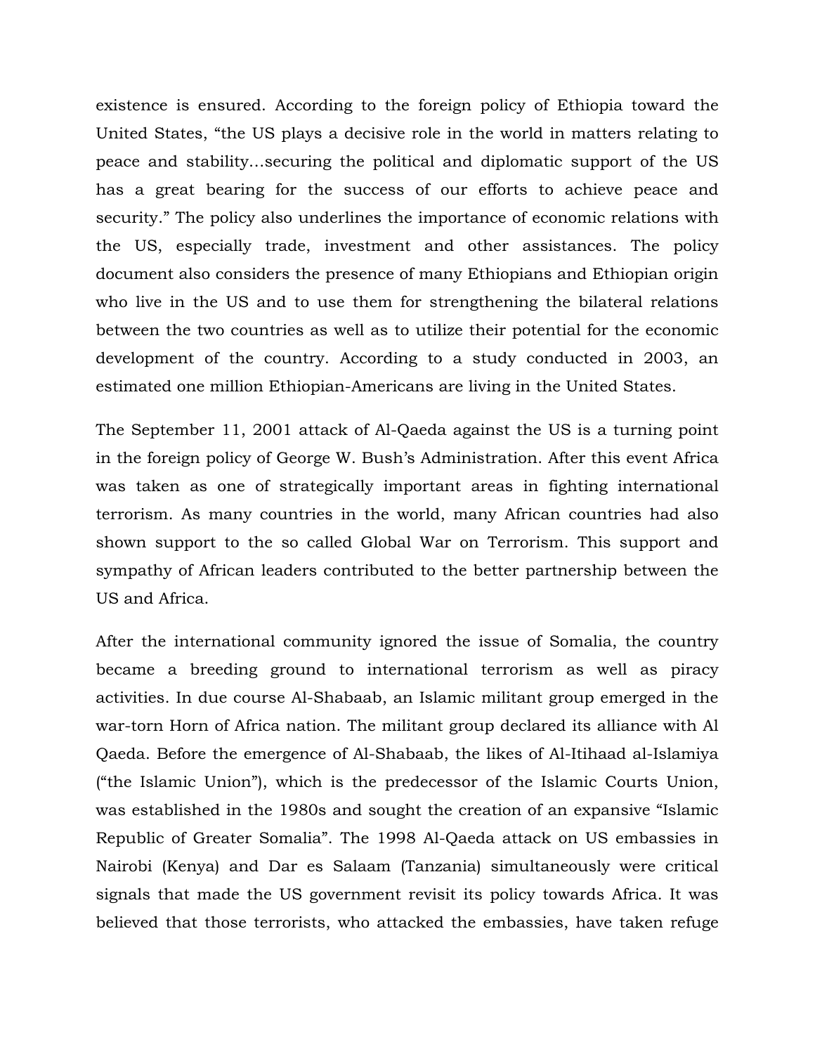existence is ensured. According to the foreign policy of Ethiopia toward the United States, "the US plays a decisive role in the world in matters relating to peace and stability…securing the political and diplomatic support of the US has a great bearing for the success of our efforts to achieve peace and security." The policy also underlines the importance of economic relations with the US, especially trade, investment and other assistances. The policy document also considers the presence of many Ethiopians and Ethiopian origin who live in the US and to use them for strengthening the bilateral relations between the two countries as well as to utilize their potential for the economic development of the country. According to a study conducted in 2003, an estimated one million Ethiopian-Americans are living in the United States.

The September 11, 2001 attack of Al-Qaeda against the US is a turning point in the foreign policy of George W. Bush's Administration. After this event Africa was taken as one of strategically important areas in fighting international terrorism. As many countries in the world, many African countries had also shown support to the so called Global War on Terrorism. This support and sympathy of African leaders contributed to the better partnership between the US and Africa.

After the international community ignored the issue of Somalia, the country became a breeding ground to international terrorism as well as piracy activities. In due course Al-Shabaab, an Islamic militant group emerged in the war-torn Horn of Africa nation. The militant group declared its alliance with Al Qaeda. Before the emergence of Al-Shabaab, the likes of Al-Itihaad al-Islamiya ("the Islamic Union"), which is the predecessor of the Islamic Courts Union, was established in the 1980s and sought the creation of an expansive "Islamic Republic of Greater Somalia". The 1998 Al-Qaeda attack on US embassies in Nairobi (Kenya) and Dar es Salaam (Tanzania) simultaneously were critical signals that made the US government revisit its policy towards Africa. It was believed that those terrorists, who attacked the embassies, have taken refuge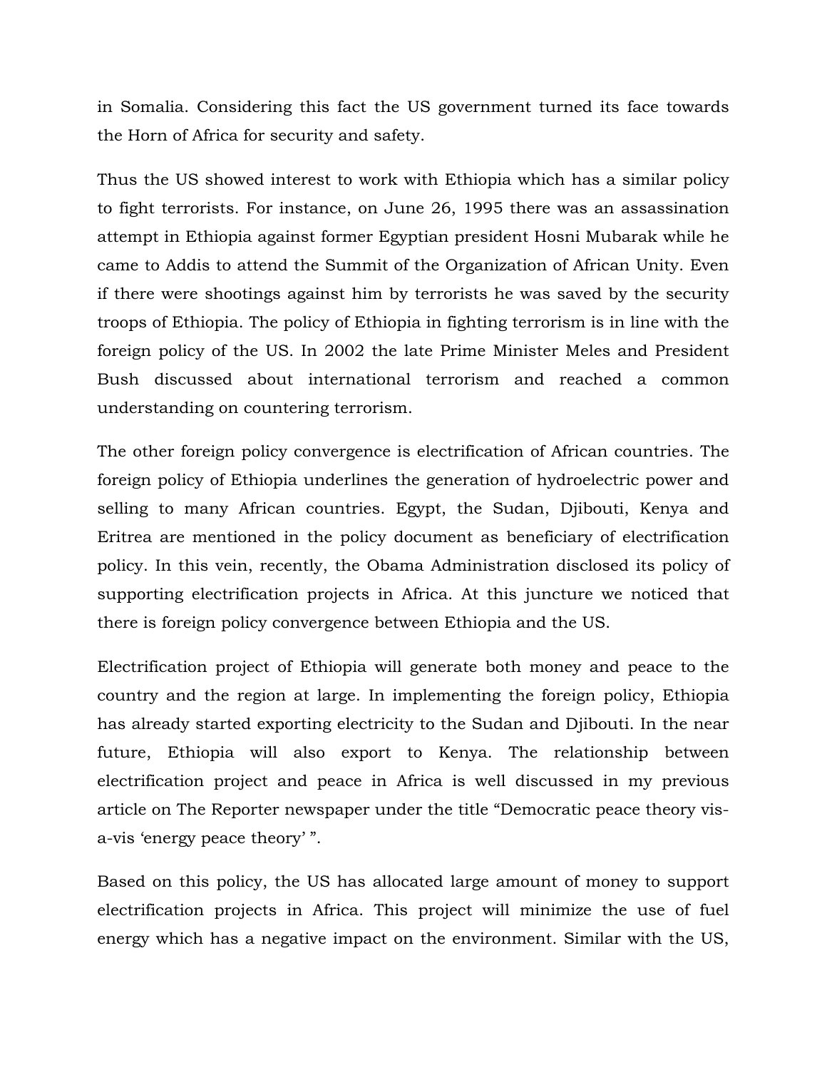in Somalia. Considering this fact the US government turned its face towards the Horn of Africa for security and safety.

Thus the US showed interest to work with Ethiopia which has a similar policy to fight terrorists. For instance, on June 26, 1995 there was an assassination attempt in Ethiopia against former Egyptian president Hosni Mubarak while he came to Addis to attend the Summit of the Organization of African Unity. Even if there were shootings against him by terrorists he was saved by the security troops of Ethiopia. The policy of Ethiopia in fighting terrorism is in line with the foreign policy of the US. In 2002 the late Prime Minister Meles and President Bush discussed about international terrorism and reached a common understanding on countering terrorism.

The other foreign policy convergence is electrification of African countries. The foreign policy of Ethiopia underlines the generation of hydroelectric power and selling to many African countries. Egypt, the Sudan, Djibouti, Kenya and Eritrea are mentioned in the policy document as beneficiary of electrification policy. In this vein, recently, the Obama Administration disclosed its policy of supporting electrification projects in Africa. At this juncture we noticed that there is foreign policy convergence between Ethiopia and the US.

Electrification project of Ethiopia will generate both money and peace to the country and the region at large. In implementing the foreign policy, Ethiopia has already started exporting electricity to the Sudan and Djibouti. In the near future, Ethiopia will also export to Kenya. The relationship between electrification project and peace in Africa is well discussed in my previous article on The Reporter newspaper under the title "Democratic peace theory vis-a-vis 'energy peace theory' ".

Based on this policy, the US has allocated large amount of money to support electrification projects in Africa. This project will minimize the use of fuel energy which has a negative impact on the environment. Similar with the US,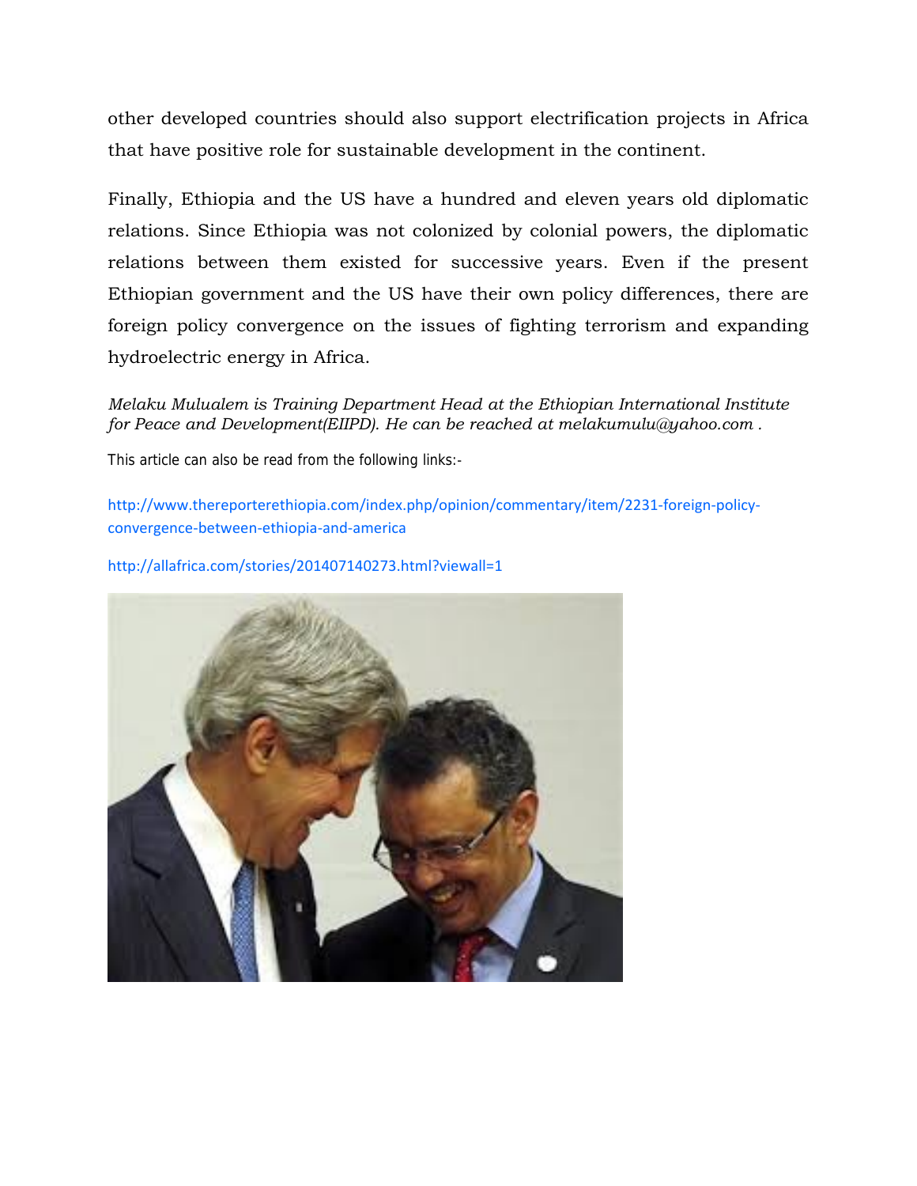other developed countries should also support electrification projects in Africa that have positive role for sustainable development in the continent.

Finally, Ethiopia and the US have a hundred and eleven years old diplomatic relations. Since Ethiopia was not colonized by colonial powers, the diplomatic relations between them existed for successive years. Even if the present Ethiopian government and the US have their own policy differences, there are foreign policy convergence on the issues of fighting terrorism and expanding hydroelectric energy in Africa.

*Melaku Mulualem is Training Department Head at the Ethiopian International Institute for Peace and Development(EIIPD). He can be reached at melakumulu@yahoo.com .*

This article can also be read from the following links:-

http://www.thereporterethiopia.com/index.php/opinion/commentary/item/2231-foreign-policy-convergence-between-ethiopia-and-america

http://allafrica.com/stories/201407140273.html?viewall=1